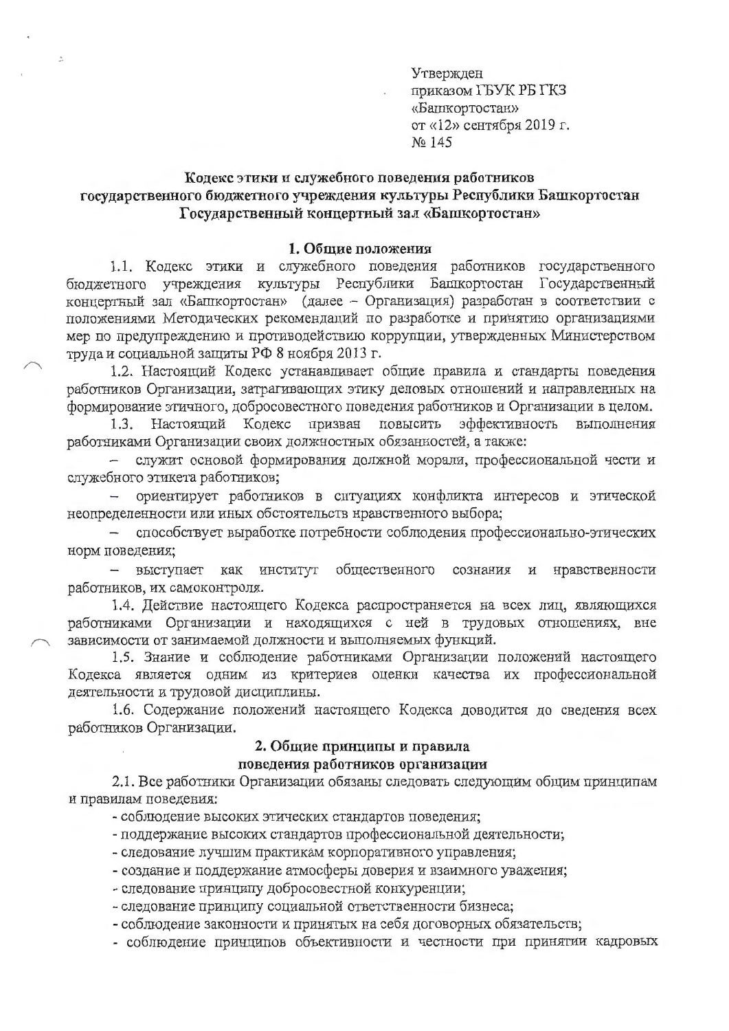Утвержден
приказом ГБУК РБ ГКЗ
«Башкортостан»
от «12» сентября 2019 г.
№ 145

**Кодекс этики и служебного поведения работников государственного бюджетного учреждения культуры Республики Башкортостан Государственный концертный зал «Башкортостан»**

## 1. Общие положения

1.1. Кодекс этики и служебного поведения работников государственного бюджетного учреждения культуры Республики Башкортостан Государственный концертный зал «Башкортостан» (далее – Организация) разработан в соответствии с положениями Методических рекомендаций по разработке и принятию организациями мер по предупреждению и противодействию коррупции, утвержденных Министерством труда и социальной защиты РФ 8 ноября 2013 г.

1.2. Настоящий Кодекс устанавливает общие правила и стандарты поведения работников Организации, затрагивающих этику деловых отношений и направленных на формирование этичного, добросовестного поведения работников и Организации в целом.

1.3. Настоящий Кодекс призван повысить эффективность выполнения работниками Организации своих должностных обязанностей, а также:

– служит основой формирования должной морали, профессиональной чести и служебного этикета работников;

– ориентирует работников в ситуациях конфликта интересов и этической неопределенности или иных обстоятельств нравственного выбора;

– способствует выработке потребности соблюдения профессионально-этических норм поведения;

– выступает как институт общественного сознания и нравственности работников, их самоконтроля.

1.4. Действие настоящего Кодекса распространяется на всех лиц, являющихся работниками Организации и находящихся с ней в трудовых отношениях, вне зависимости от занимаемой должности и выполняемых функций.

1.5. Знание и соблюдение работниками Организации положений настоящего Кодекса является одним из критериев оценки качества их профессиональной деятельности и трудовой дисциплины.

1.6. Содержание положений настоящего Кодекса доводится до сведения всех работников Организации.

## 2. Общие принципы и правила поведения работников организации

2.1. Все работники Организации обязаны следовать следующим общим принципам и правилам поведения:

- соблюдение высоких этических стандартов поведения;
- поддержание высоких стандартов профессиональной деятельности;
- следование лучшим практикам корпоративного управления;
- создание и поддержание атмосферы доверия и взаимного уважения;
- следование принципу добросовестной конкуренции;
- следование принципу социальной ответственности бизнеса;
- соблюдение законности и принятых на себя договорных обязательств;
- соблюдение принципов объективности и честности при принятии кадровых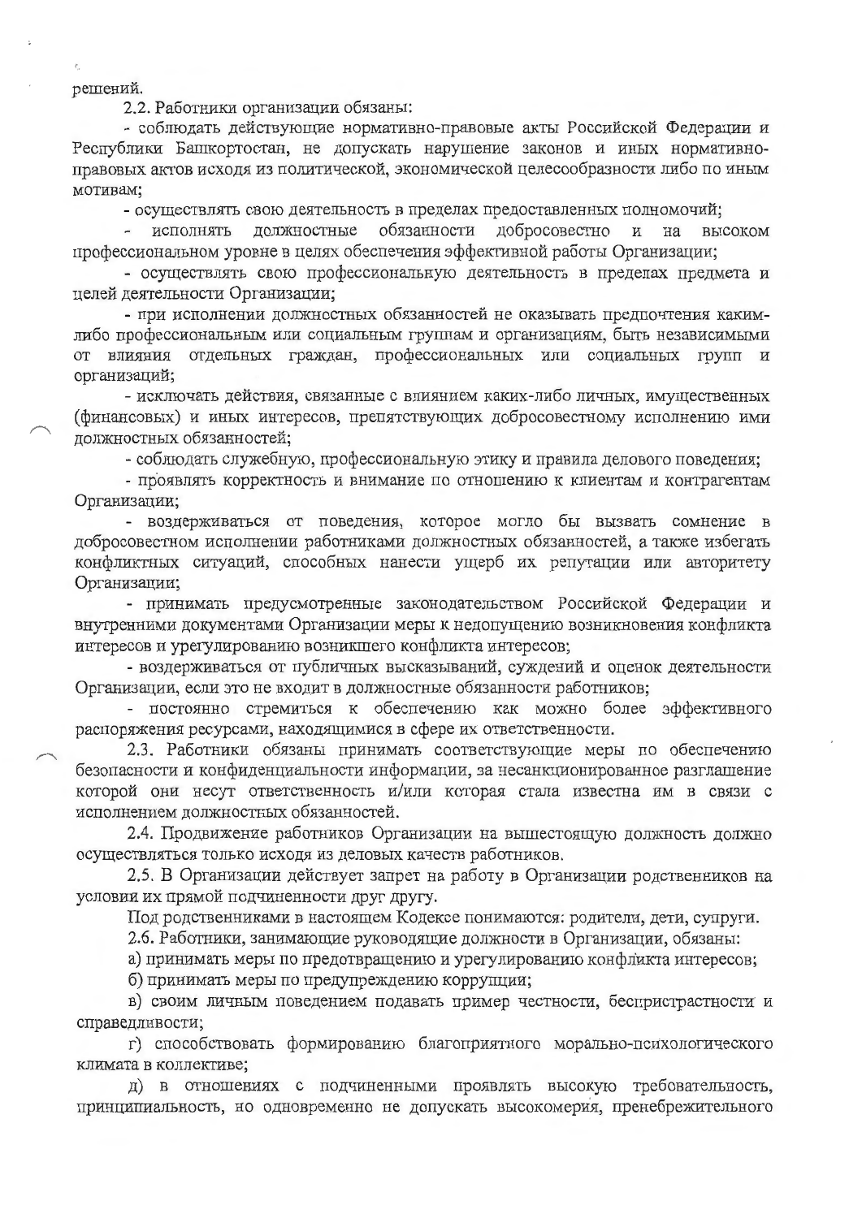решений.

2.2. Работники организации обязаны:

- соблюдать действующие нормативно-правовые акты Российской Федерации и Республики Башкортостан, не допускать нарушение законов и иных нормативно-правовых актов исходя из политической, экономической целесообразности либо по иным мотивам;

- осуществлять свою деятельность в пределах предоставленных полномочий;

- исполнять должностные обязанности добросовестно и на высоком профессиональном уровне в целях обеспечения эффективной работы Организации;

- осуществлять свою профессиональную деятельность в пределах предмета и целей деятельности Организации;

- при исполнении должностных обязанностей не оказывать предпочтения каким-либо профессиональным или социальным группам и организациям, быть независимыми от влияния отдельных граждан, профессиональных или социальных групп и организаций;

- исключать действия, связанные с влиянием каких-либо личных, имущественных (финансовых) и иных интересов, препятствующих добросовестному исполнению ими должностных обязанностей;

- соблюдать служебную, профессиональную этику и правила делового поведения;

- проявлять корректность и внимание по отношению к клиентам и контрагентам Организации;

- воздерживаться от поведения, которое могло бы вызвать сомнение в добросовестном исполнении работниками должностных обязанностей, а также избегать конфликтных ситуаций, способных нанести ущерб их репутации или авторитету Организации;

- принимать предусмотренные законодательством Российской Федерации и внутренними документами Организации меры к недопущению возникновения конфликта интересов и урегулированию возникшего конфликта интересов;

- воздерживаться от публичных высказываний, суждений и оценок деятельности Организации, если это не входит в должностные обязанности работников;

- постоянно стремиться к обеспечению как можно более эффективного распоряжения ресурсами, находящимися в сфере их ответственности.

2.3. Работники обязаны принимать соответствующие меры по обеспечению безопасности и конфиденциальности информации, за несанкционированное разглашение которой они несут ответственность и/или которая стала известна им в связи с исполнением должностных обязанностей.

2.4. Продвижение работников Организации на вышестоящую должность должно осуществляться только исходя из деловых качеств работников.

2.5. В Организации действует запрет на работу в Организации родственников на условии их прямой подчиненности друг другу.

Под родственниками в настоящем Кодексе понимаются: родители, дети, супруги.

2.6. Работники, занимающие руководящие должности в Организации, обязаны:

а) принимать меры по предотвращению и урегулированию конфликта интересов;

б) принимать меры по предупреждению коррупции;

в) своим личным поведением подавать пример честности, беспристрастности и справедливости;

г) способствовать формированию благоприятного морально-психологического климата в коллективе;

д) в отношениях с подчиненными проявлять высокую требовательность, принципиальность, но одновременно не допускать высокомерия, пренебрежительного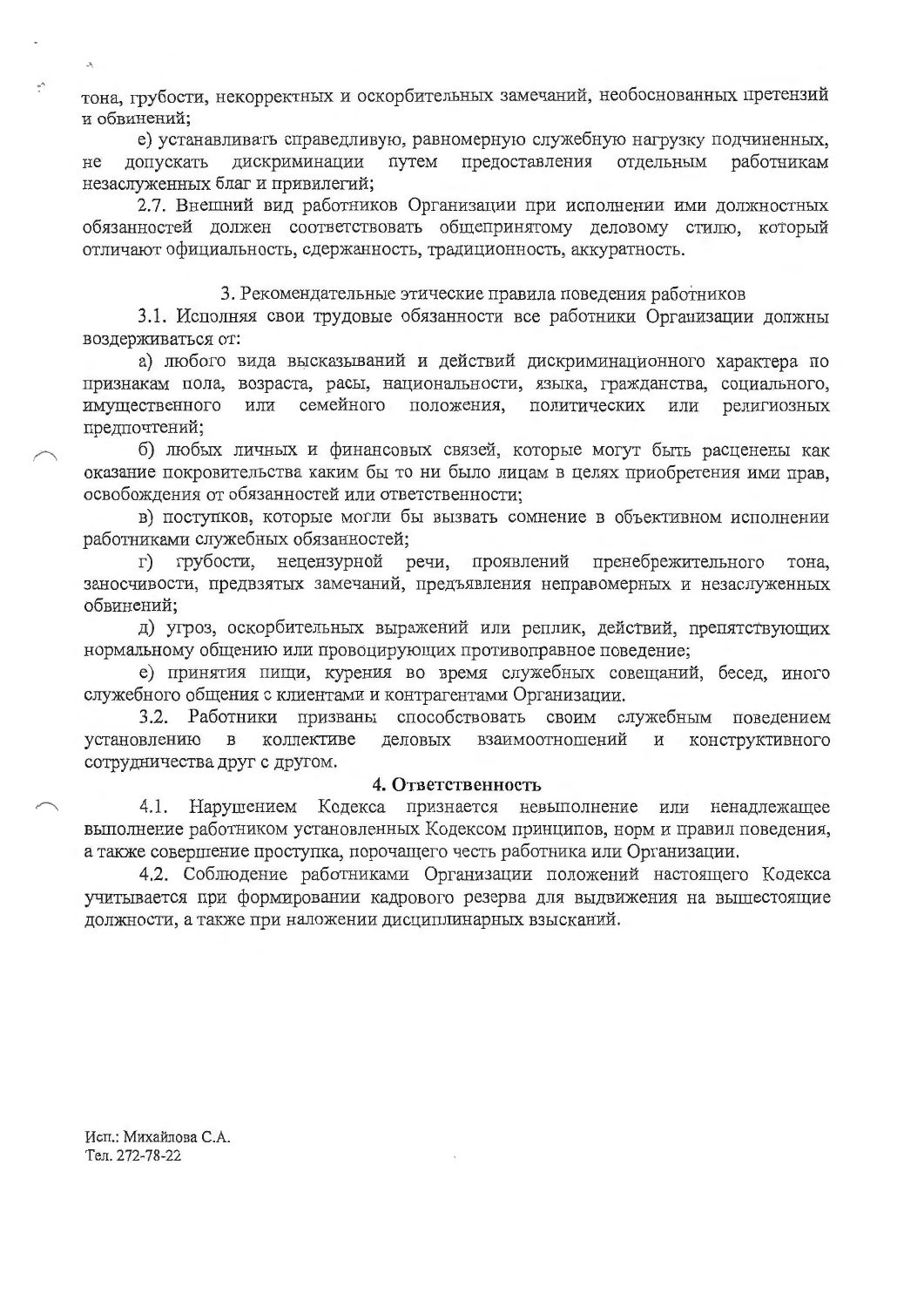тона, грубости, некорректных и оскорбительных замечаний, необоснованных претензий и обвинений;

е) устанавливать справедливую, равномерную служебную нагрузку подчиненных, не допускать дискриминации путем предоставления отдельным работникам незаслуженных благ и привилегий;

2.7. Внешний вид работников Организации при исполнении ими должностных обязанностей должен соответствовать общепринятому деловому стилю, который отличают официальность, сдержанность, традиционность, аккуратность.

3. Рекомендательные этические правила поведения работников

3.1. Исполняя свои трудовые обязанности все работники Организации должны воздерживаться от:

а) любого вида высказываний и действий дискриминационного характера по признакам пола, возраста, расы, национальности, языка, гражданства, социального, имущественного или семейного положения, политических или религиозных предпочтений;

б) любых личных и финансовых связей, которые могут быть расценены как оказание покровительства каким бы то ни было лицам в целях приобретения ими прав, освобождения от обязанностей или ответственности;

в) поступков, которые могли бы вызвать сомнение в объективном исполнении работниками служебных обязанностей;

г) грубости, нецензурной речи, проявлений пренебрежительного тона, заносчивости, предвзятых замечаний, предъявления неправомерных и незаслуженных обвинений;

д) угроз, оскорбительных выражений или реплик, действий, препятствующих нормальному общению или провоцирующих противоправное поведение;

е) принятия пищи, курения во время служебных совещаний, бесед, иного служебного общения с клиентами и контрагентами Организации.

3.2. Работники призваны способствовать своим служебным поведением установлению в коллективе деловых взаимоотношений и конструктивного сотрудничества друг с другом.

**4. Ответственность**

4.1. Нарушением Кодекса признается невыполнение или ненадлежащее выполнение работником установленных Кодексом принципов, норм и правил поведения, а также совершение проступка, порочащего честь работника или Организации.

4.2. Соблюдение работниками Организации положений настоящего Кодекса учитывается при формировании кадрового резерва для выдвижения на вышестоящие должности, а также при наложении дисциплинарных взысканий.

Исп.: Михайлова С.А.
Тел. 272-78-22